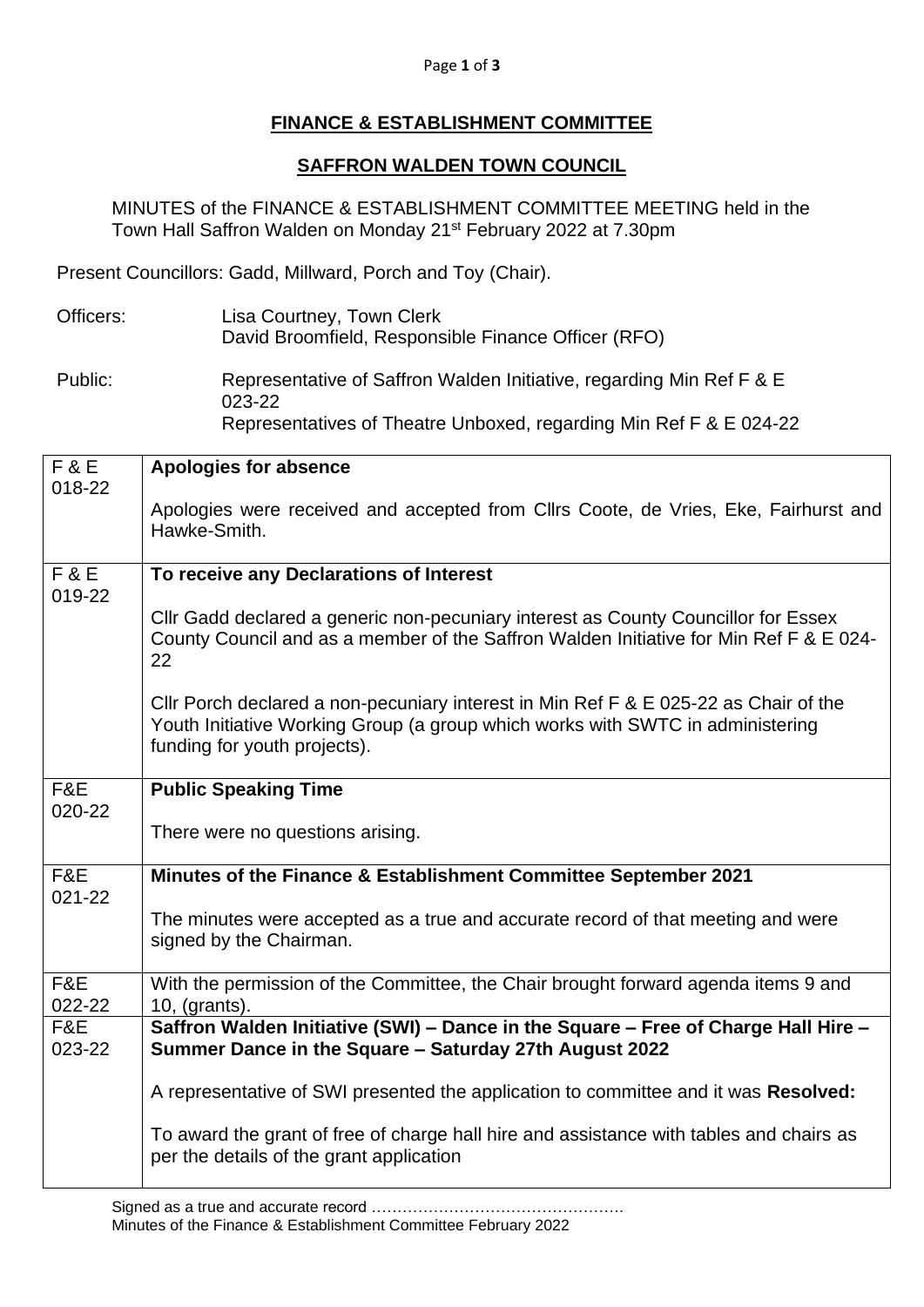# FINANCE & ESTABLISHMENT COMMITTEE

## SAFFRON WALDEN TOWN COUNCIL

MINUTES of the FINANCE & ESTABLISHMENT COMMITTEE MEETING held in the Town Hall Saffron Walden on Monday 21st February 2022 at 7.30pm

Present Councillors: Gadd, Millward, Porch and Toy (Chair).

Officers: Lisa Courtney, Town Clerk
David Broomfield, Responsible Finance Officer (RFO)

Public: Representative of Saffron Walden Initiative, regarding Min Ref F & E 023-22
Representatives of Theatre Unboxed, regarding Min Ref F & E 024-22

| | |
|---|---|
| F & E 018-22 | **Apologies for absence**<br><br>Apologies were received and accepted from Cllrs Coote, de Vries, Eke, Fairhurst and Hawke-Smith. |
| F & E 019-22 | **To receive any Declarations of Interest**<br><br>Cllr Gadd declared a generic non-pecuniary interest as County Councillor for Essex County Council and as a member of the Saffron Walden Initiative for Min Ref F & E 024-22<br><br>Cllr Porch declared a non-pecuniary interest in Min Ref F & E 025-22 as Chair of the Youth Initiative Working Group (a group which works with SWTC in administering funding for youth projects). |
| F&E 020-22 | **Public Speaking Time**<br><br>There were no questions arising. |
| F&E 021-22 | **Minutes of the Finance & Establishment Committee September 2021**<br><br>The minutes were accepted as a true and accurate record of that meeting and were signed by the Chairman. |
| F&E 022-22 | With the permission of the Committee, the Chair brought forward agenda items 9 and 10, (grants). |
| F&E 023-22 | **Saffron Walden Initiative (SWI) – Dance in the Square – Free of Charge Hall Hire – Summer Dance in the Square – Saturday 27th August 2022**<br><br>A representative of SWI presented the application to committee and it was **Resolved:**<br><br>To award the grant of free of charge hall hire and assistance with tables and chairs as per the details of the grant application |

Signed as a true and accurate record ………………………………………….
Minutes of the Finance & Establishment Committee February 2022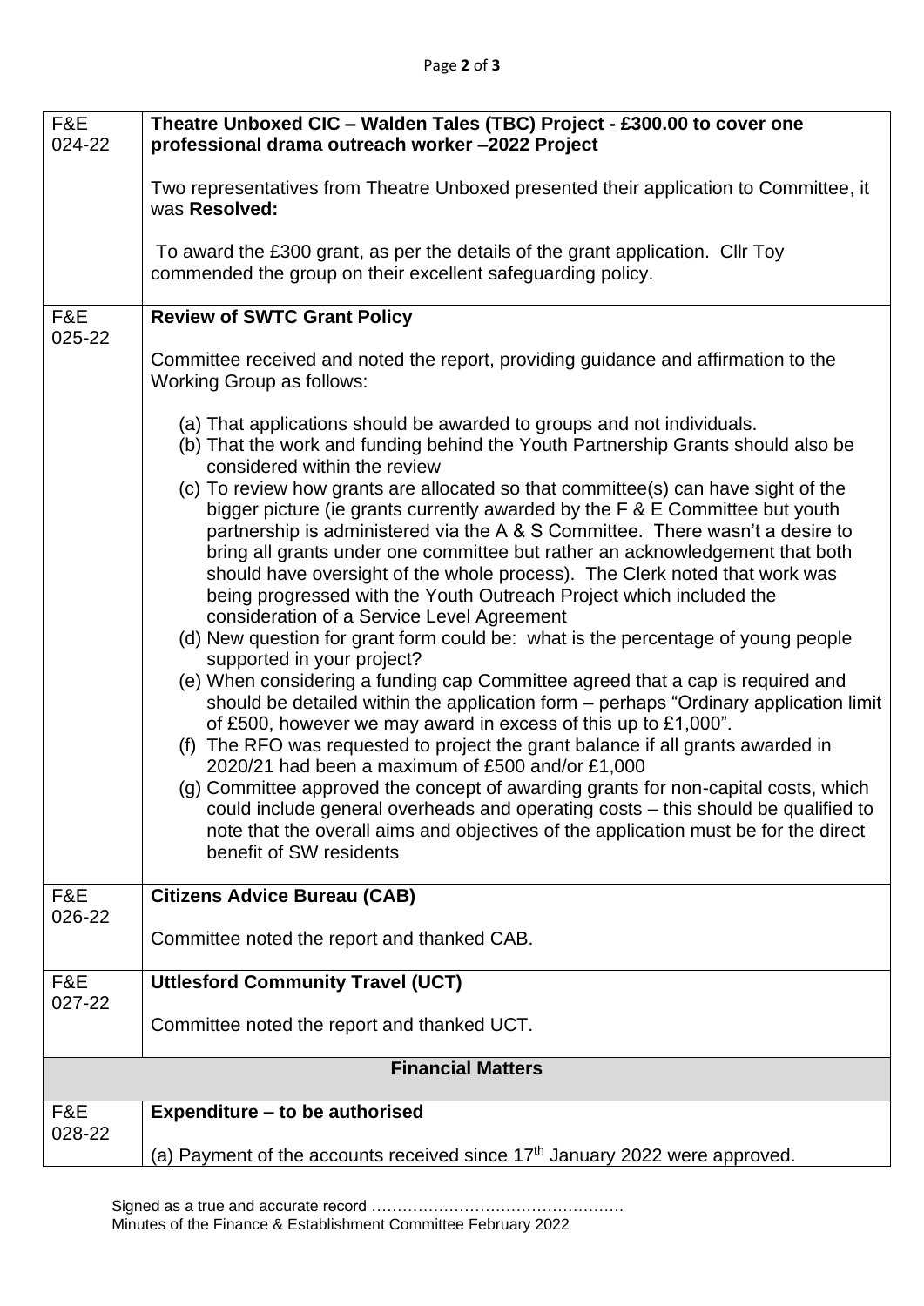| | |
|---|---|
| F&E 024-22 | **Theatre Unboxed CIC – Walden Tales (TBC) Project - £300.00 to cover one professional drama outreach worker –2022 Project**<br><br>Two representatives from Theatre Unboxed presented their application to Committee, it was **Resolved:**<br><br>To award the £300 grant, as per the details of the grant application. Cllr Toy commended the group on their excellent safeguarding policy. |
| F&E 025-22 | **Review of SWTC Grant Policy**<br><br>Committee received and noted the report, providing guidance and affirmation to the Working Group as follows:<br><br>(a) That applications should be awarded to groups and not individuals.<br>(b) That the work and funding behind the Youth Partnership Grants should also be considered within the review<br>(c) To review how grants are allocated so that committee(s) can have sight of the bigger picture (ie grants currently awarded by the F & E Committee but youth partnership is administered via the A & S Committee. There wasn't a desire to bring all grants under one committee but rather an acknowledgement that both should have oversight of the whole process). The Clerk noted that work was being progressed with the Youth Outreach Project which included the consideration of a Service Level Agreement<br>(d) New question for grant form could be: what is the percentage of young people supported in your project?<br>(e) When considering a funding cap Committee agreed that a cap is required and should be detailed within the application form – perhaps "Ordinary application limit of £500, however we may award in excess of this up to £1,000".<br>(f) The RFO was requested to project the grant balance if all grants awarded in 2020/21 had been a maximum of £500 and/or £1,000<br>(g) Committee approved the concept of awarding grants for non-capital costs, which could include general overheads and operating costs – this should be qualified to note that the overall aims and objectives of the application must be for the direct benefit of SW residents |
| F&E 026-22 | **Citizens Advice Bureau (CAB)**<br><br>Committee noted the report and thanked CAB. |
| F&E 027-22 | **Uttlesford Community Travel (UCT)**<br><br>Committee noted the report and thanked UCT. |
| **Financial Matters** | |
| F&E 028-22 | **Expenditure – to be authorised**<br><br>(a) Payment of the accounts received since 17th January 2022 were approved. |

Signed as a true and accurate record ………………………………………….
Minutes of the Finance & Establishment Committee February 2022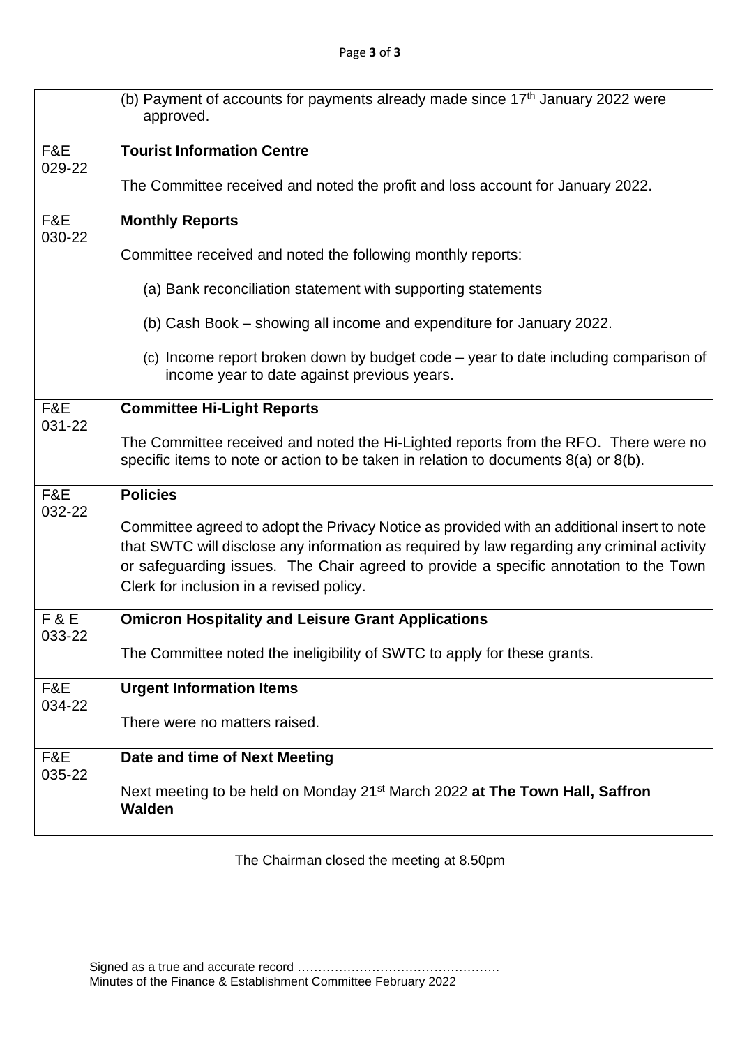| | |
|---|---|
| | (b) Payment of accounts for payments already made since 17th January 2022 were approved. |
| F&E 029-22 | **Tourist Information Centre**<br><br>The Committee received and noted the profit and loss account for January 2022. |
| F&E 030-22 | **Monthly Reports**<br><br>Committee received and noted the following monthly reports:<br><br>(a) Bank reconciliation statement with supporting statements<br><br>(b) Cash Book – showing all income and expenditure for January 2022.<br><br>(c) Income report broken down by budget code – year to date including comparison of income year to date against previous years. |
| F&E 031-22 | **Committee Hi-Light Reports**<br><br>The Committee received and noted the Hi-Lighted reports from the RFO. There were no specific items to note or action to be taken in relation to documents 8(a) or 8(b). |
| F&E 032-22 | **Policies**<br><br>Committee agreed to adopt the Privacy Notice as provided with an additional insert to note that SWTC will disclose any information as required by law regarding any criminal activity or safeguarding issues. The Chair agreed to provide a specific annotation to the Town Clerk for inclusion in a revised policy. |
| F & E 033-22 | **Omicron Hospitality and Leisure Grant Applications**<br><br>The Committee noted the ineligibility of SWTC to apply for these grants. |
| F&E 034-22 | **Urgent Information Items**<br><br>There were no matters raised. |
| F&E 035-22 | **Date and time of Next Meeting**<br><br>Next meeting to be held on Monday 21st March 2022 **at The Town Hall, Saffron Walden** |

The Chairman closed the meeting at 8.50pm

Signed as a true and accurate record ………………………………………….
Minutes of the Finance & Establishment Committee February 2022